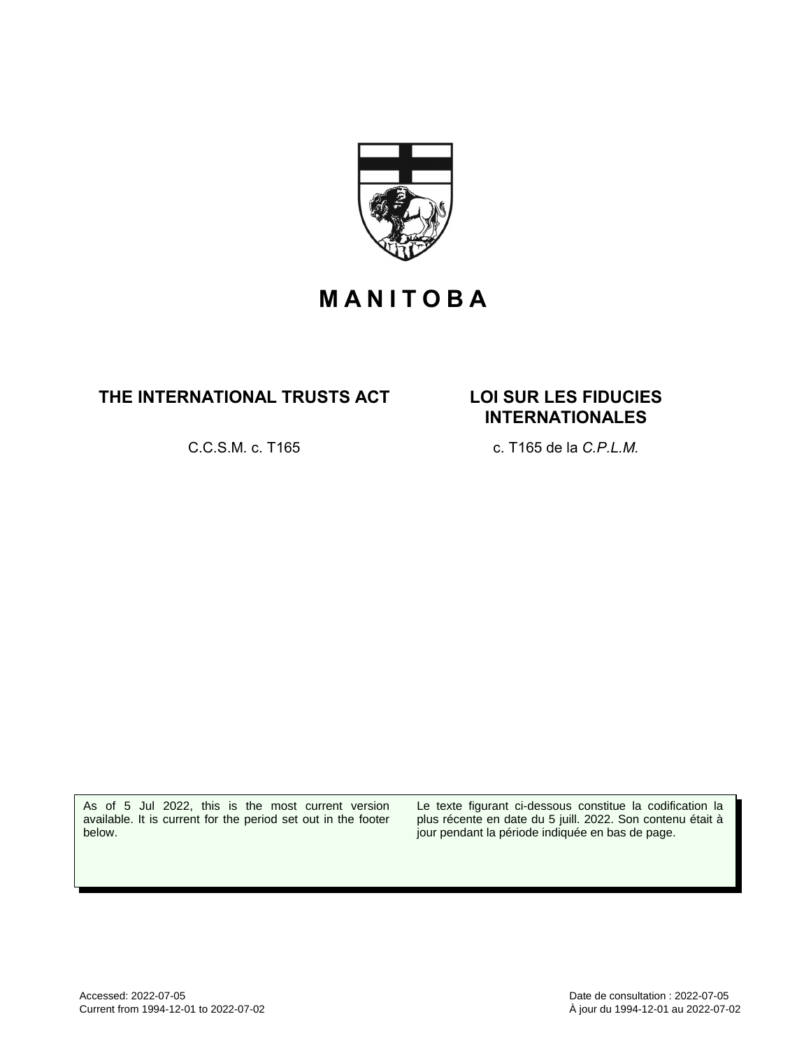# MANITOBA

## THE INTERNATIONAL TRUSTS ACT

C.C.S.M. c. T165

## LOI SUR LES FIDUCIES INTERNATIONALES

c. T165 de la *C.P.L.M.*

As of 5 Jul 2022, this is the most current version available. It is current for the period set out in the footer below.

Le texte figurant ci-dessous constitue la codification la plus récente en date du 5 juill. 2022. Son contenu était à jour pendant la période indiquée en bas de page.

Accessed: 2022-07-05
Current from 1994-12-01 to 2022-07-02

Date de consultation : 2022-07-05
À jour du 1994-12-01 au 2022-07-02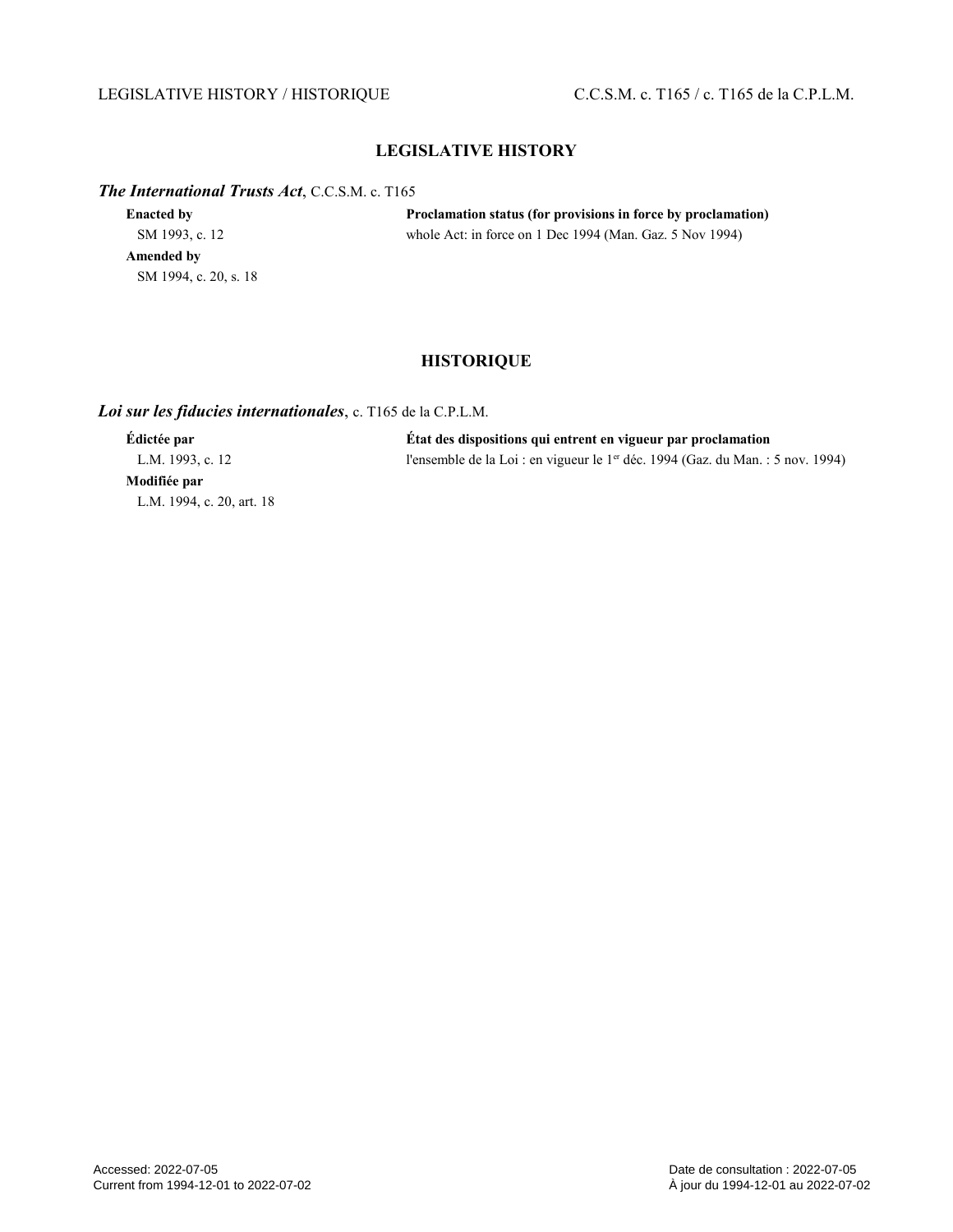## LEGISLATIVE HISTORY

***The International Trusts Act***, C.C.S.M. c. T165

| **Enacted by** | **Proclamation status (for provisions in force by proclamation)** |
| --- | --- |
| SM 1993, c. 12 | whole Act: in force on 1 Dec 1994 (Man. Gaz. 5 Nov 1994) |
| **Amended by** | |
| SM 1994, c. 20, s. 18 | |

## HISTORIQUE

***Loi sur les fiducies internationales***, c. T165 de la C.P.L.M.

| **Édictée par** | **État des dispositions qui entrent en vigueur par proclamation** |
| --- | --- |
| L.M. 1993, c. 12 | l'ensemble de la Loi : en vigueur le 1er déc. 1994 (Gaz. du Man. : 5 nov. 1994) |
| **Modifiée par** | |
| L.M. 1994, c. 20, art. 18 | |

Accessed: 2022-07-05
Current from 1994-12-01 to 2022-07-02

Date de consultation : 2022-07-05
À jour du 1994-12-01 au 2022-07-02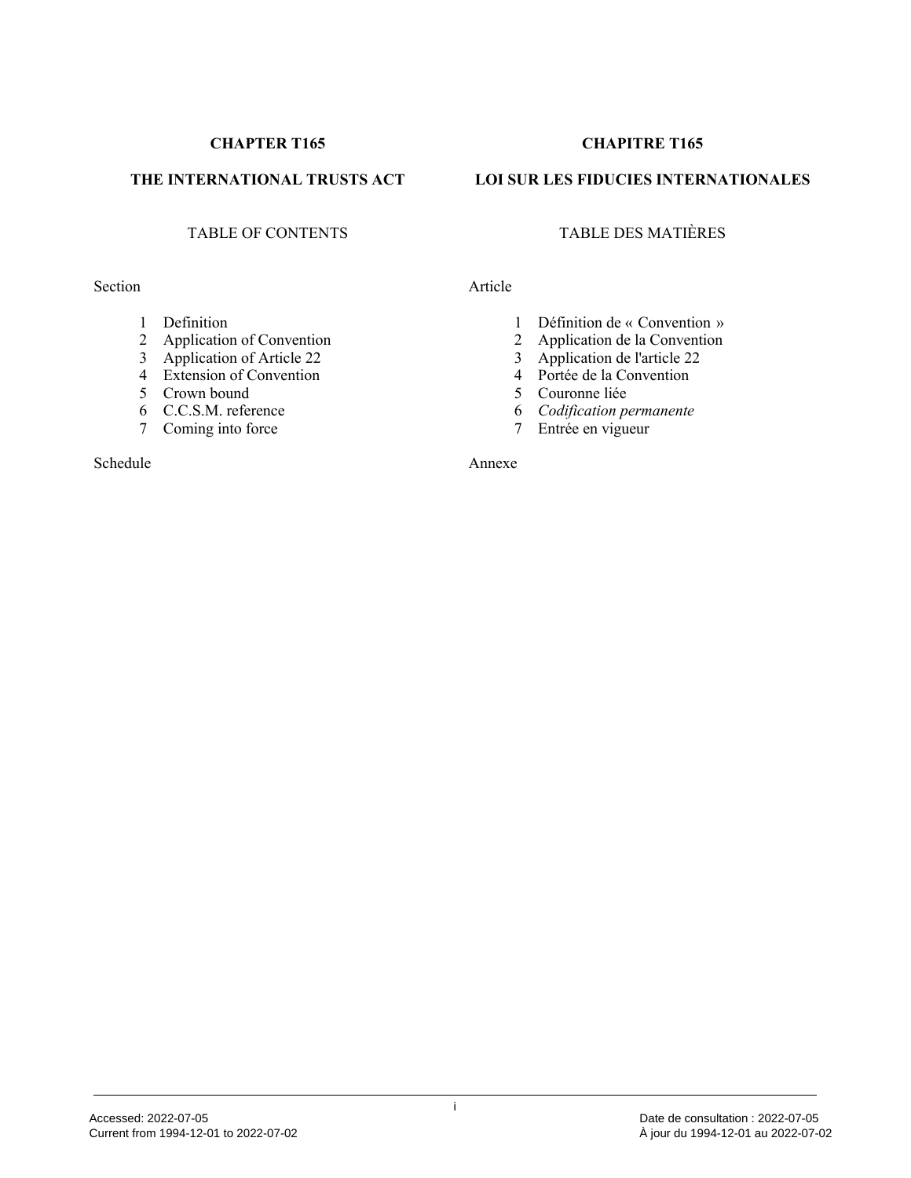**CHAPTER T165**

**THE INTERNATIONAL TRUSTS ACT**

TABLE OF CONTENTS

Section

1 Definition
2 Application of Convention
3 Application of Article 22
4 Extension of Convention
5 Crown bound
6 C.C.S.M. reference
7 Coming into force

Schedule

**CHAPITRE T165**

**LOI SUR LES FIDUCIES INTERNATIONALES**

TABLE DES MATIÈRES

Article

1 Définition de « Convention »
2 Application de la Convention
3 Application de l'article 22
4 Portée de la Convention
5 Couronne liée
6 *Codification permanente*
7 Entrée en vigueur

Annexe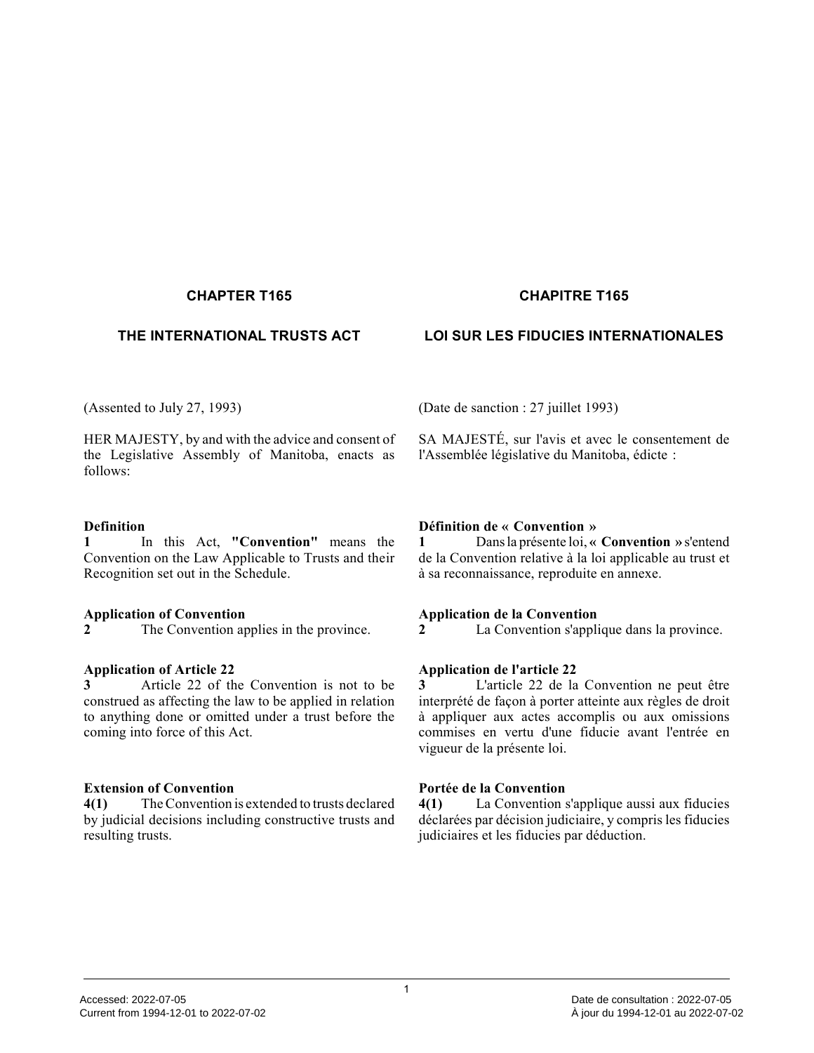## CHAPTER T165

## THE INTERNATIONAL TRUSTS ACT

(Assented to July 27, 1993)

HER MAJESTY, by and with the advice and consent of the Legislative Assembly of Manitoba, enacts as follows:

**Definition**

**1** In this Act, **"Convention"** means the Convention on the Law Applicable to Trusts and their Recognition set out in the Schedule.

**Application of Convention**

**2** The Convention applies in the province.

**Application of Article 22**

**3** Article 22 of the Convention is not to be construed as affecting the law to be applied in relation to anything done or omitted under a trust before the coming into force of this Act.

**Extension of Convention**

**4(1)** The Convention is extended to trusts declared by judicial decisions including constructive trusts and resulting trusts.

## CHAPITRE T165

## LOI SUR LES FIDUCIES INTERNATIONALES

(Date de sanction : 27 juillet 1993)

SA MAJESTÉ, sur l'avis et avec le consentement de l'Assemblée législative du Manitoba, édicte :

**Définition de « Convention »**

**1** Dans la présente loi, **« Convention »** s'entend de la Convention relative à la loi applicable au trust et à sa reconnaissance, reproduite en annexe.

**Application de la Convention**

**2** La Convention s'applique dans la province.

**Application de l'article 22**

**3** L'article 22 de la Convention ne peut être interprété de façon à porter atteinte aux règles de droit à appliquer aux actes accomplis ou aux omissions commises en vertu d'une fiducie avant l'entrée en vigueur de la présente loi.

**Portée de la Convention**

**4(1)** La Convention s'applique aussi aux fiducies déclarées par décision judiciaire, y compris les fiducies judiciaires et les fiducies par déduction.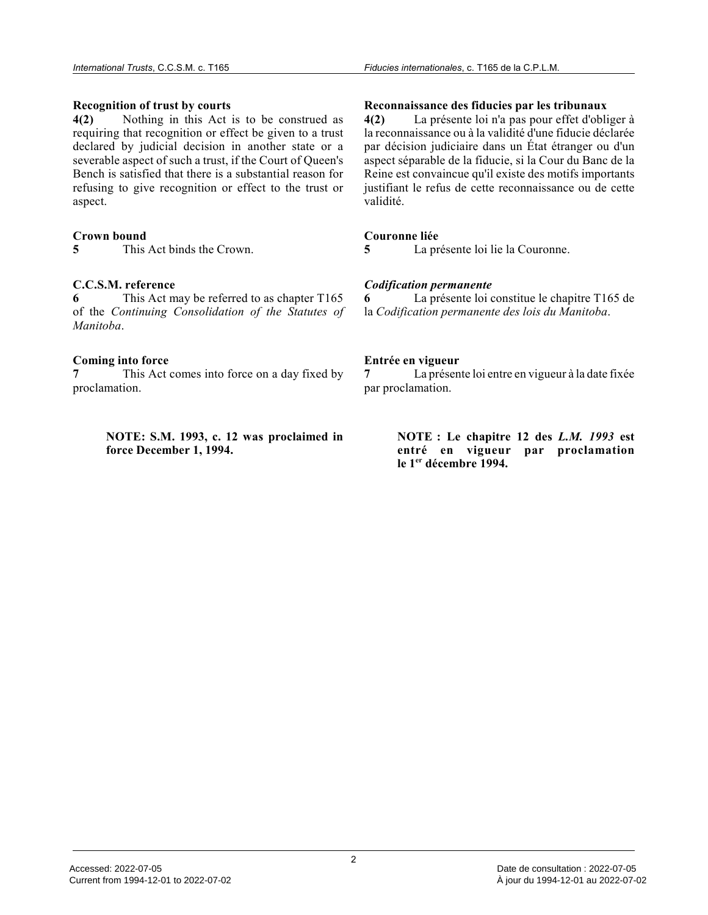**Recognition of trust by courts**

**4(2)** Nothing in this Act is to be construed as requiring that recognition or effect be given to a trust declared by judicial decision in another state or a severable aspect of such a trust, if the Court of Queen's Bench is satisfied that there is a substantial reason for refusing to give recognition or effect to the trust or aspect.

**Crown bound**

**5** This Act binds the Crown.

**C.C.S.M. reference**

**6** This Act may be referred to as chapter T165 of the *Continuing Consolidation of the Statutes of Manitoba*.

**Coming into force**

**7** This Act comes into force on a day fixed by proclamation.

> **NOTE: S.M. 1993, c. 12 was proclaimed in force December 1, 1994.**

**Reconnaissance des fiducies par les tribunaux**

**4(2)** La présente loi n'a pas pour effet d'obliger à la reconnaissance ou à la validité d'une fiducie déclarée par décision judiciaire dans un État étranger ou d'un aspect séparable de la fiducie, si la Cour du Banc de la Reine est convaincue qu'il existe des motifs importants justifiant le refus de cette reconnaissance ou de cette validité.

**Couronne liée**

**5** La présente loi lie la Couronne.

***Codification permanente***

**6** La présente loi constitue le chapitre T165 de la *Codification permanente des lois du Manitoba*.

**Entrée en vigueur**

**7** La présente loi entre en vigueur à la date fixée par proclamation.

> **NOTE : Le chapitre 12 des *L.M. 1993* est entré en vigueur par proclamation le 1er décembre 1994.**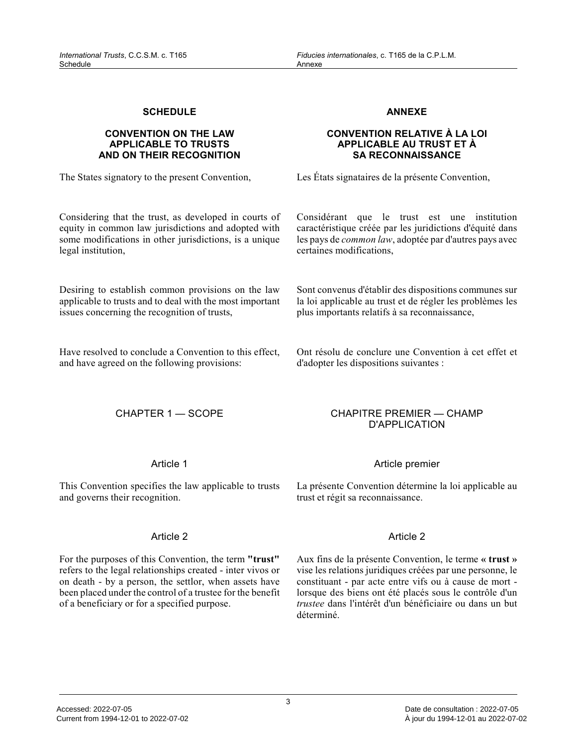## SCHEDULE

### CONVENTION ON THE LAW APPLICABLE TO TRUSTS AND ON THEIR RECOGNITION

The States signatory to the present Convention,

Considering that the trust, as developed in courts of equity in common law jurisdictions and adopted with some modifications in other jurisdictions, is a unique legal institution,

Desiring to establish common provisions on the law applicable to trusts and to deal with the most important issues concerning the recognition of trusts,

Have resolved to conclude a Convention to this effect, and have agreed on the following provisions:

### CHAPTER 1 — SCOPE

#### Article 1

This Convention specifies the law applicable to trusts and governs their recognition.

#### Article 2

For the purposes of this Convention, the term **"trust"** refers to the legal relationships created - inter vivos or on death - by a person, the settlor, when assets have been placed under the control of a trustee for the benefit of a beneficiary or for a specified purpose.

## ANNEXE

### CONVENTION RELATIVE À LA LOI APPLICABLE AU TRUST ET À SA RECONNAISSANCE

Les États signataires de la présente Convention,

Considérant que le trust est une institution caractéristique créée par les juridictions d'équité dans les pays de *common law*, adoptée par d'autres pays avec certaines modifications,

Sont convenus d'établir des dispositions communes sur la loi applicable au trust et de régler les problèmes les plus importants relatifs à sa reconnaissance,

Ont résolu de conclure une Convention à cet effet et d'adopter les dispositions suivantes :

### CHAPITRE PREMIER — CHAMP D'APPLICATION

#### Article premier

La présente Convention détermine la loi applicable au trust et régit sa reconnaissance.

#### Article 2

Aux fins de la présente Convention, le terme « **trust** » vise les relations juridiques créées par une personne, le constituant - par acte entre vifs ou à cause de mort - lorsque des biens ont été placés sous le contrôle d'un *trustee* dans l'intérêt d'un bénéficiaire ou dans un but déterminé.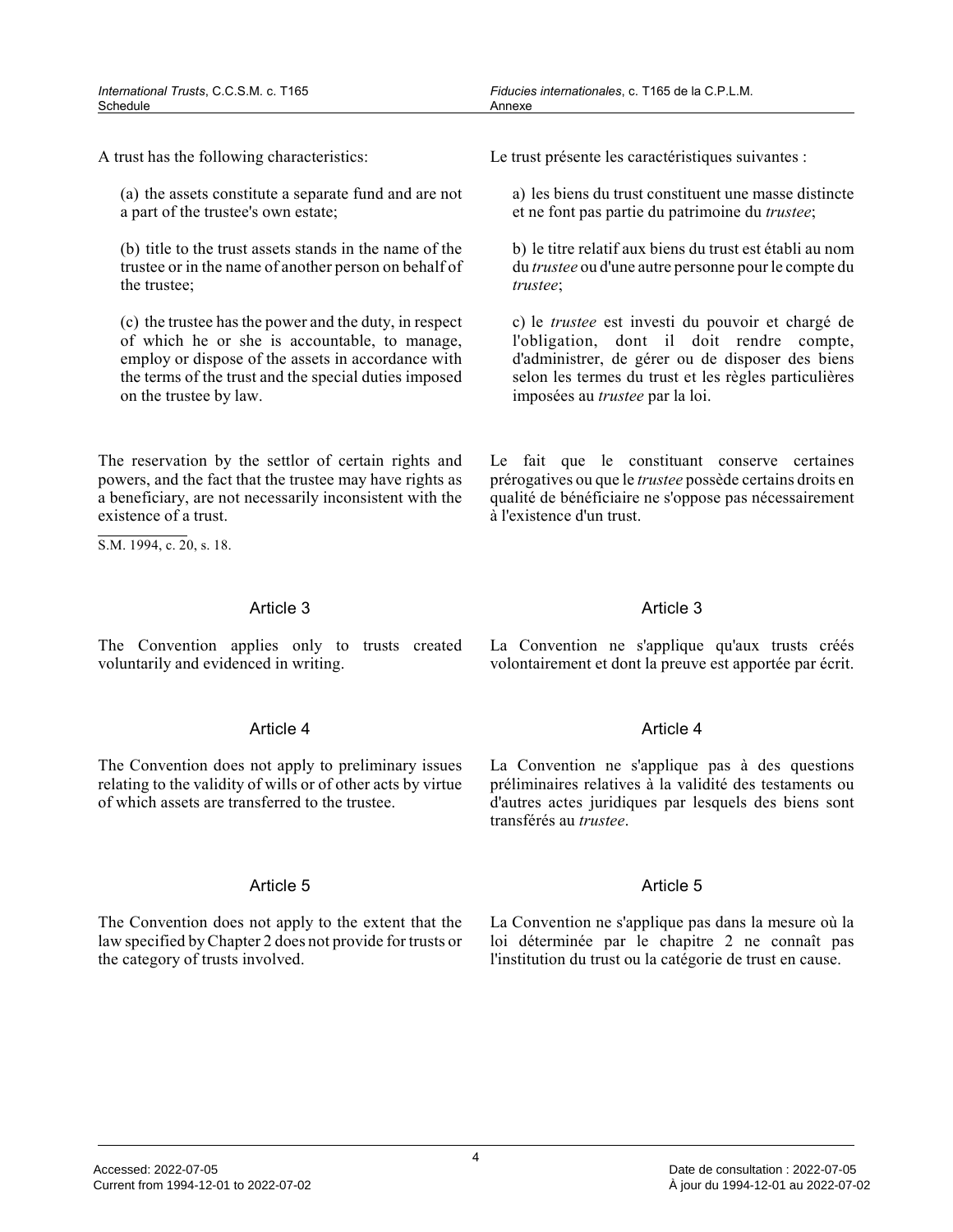A trust has the following characteristics:

(a) the assets constitute a separate fund and are not a part of the trustee's own estate;

(b) title to the trust assets stands in the name of the trustee or in the name of another person on behalf of the trustee;

(c) the trustee has the power and the duty, in respect of which he or she is accountable, to manage, employ or dispose of the assets in accordance with the terms of the trust and the special duties imposed on the trustee by law.

The reservation by the settlor of certain rights and powers, and the fact that the trustee may have rights as a beneficiary, are not necessarily inconsistent with the existence of a trust.

S.M. 1994, c. 20, s. 18.

Le trust présente les caractéristiques suivantes :

a) les biens du trust constituent une masse distincte et ne font pas partie du patrimoine du *trustee*;

b) le titre relatif aux biens du trust est établi au nom du *trustee* ou d'une autre personne pour le compte du *trustee*;

c) le *trustee* est investi du pouvoir et chargé de l'obligation, dont il doit rendre compte, d'administrer, de gérer ou de disposer des biens selon les termes du trust et les règles particulières imposées au *trustee* par la loi.

Le fait que le constituant conserve certaines prérogatives ou que le *trustee* possède certains droits en qualité de bénéficiaire ne s'oppose pas nécessairement à l'existence d'un trust.

## Article 3

The Convention applies only to trusts created voluntarily and evidenced in writing.

## Article 3

La Convention ne s'applique qu'aux trusts créés volontairement et dont la preuve est apportée par écrit.

## Article 4

The Convention does not apply to preliminary issues relating to the validity of wills or of other acts by virtue of which assets are transferred to the trustee.

## Article 4

La Convention ne s'applique pas à des questions préliminaires relatives à la validité des testaments ou d'autres actes juridiques par lesquels des biens sont transférés au *trustee*.

## Article 5

The Convention does not apply to the extent that the law specified by Chapter 2 does not provide for trusts or the category of trusts involved.

## Article 5

La Convention ne s'applique pas dans la mesure où la loi déterminée par le chapitre 2 ne connaît pas l'institution du trust ou la catégorie de trust en cause.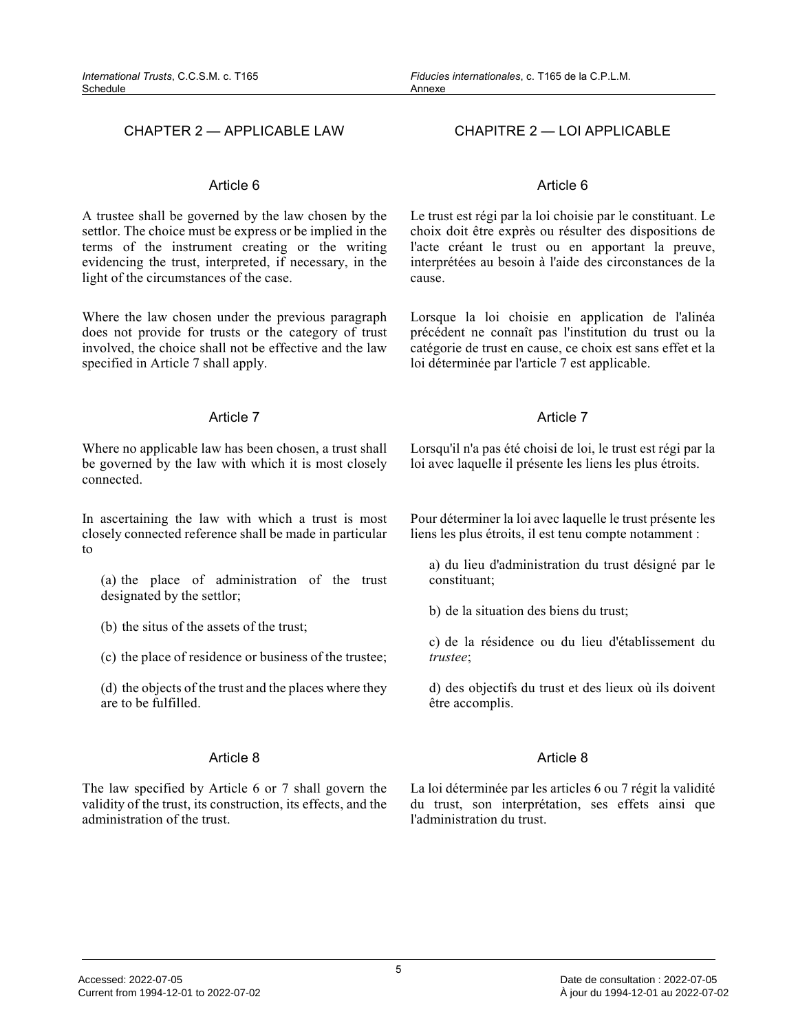## CHAPTER 2 — APPLICABLE LAW

### Article 6

A trustee shall be governed by the law chosen by the settlor. The choice must be express or be implied in the terms of the instrument creating or the writing evidencing the trust, interpreted, if necessary, in the light of the circumstances of the case.

Where the law chosen under the previous paragraph does not provide for trusts or the category of trust involved, the choice shall not be effective and the law specified in Article 7 shall apply.

### Article 7

Where no applicable law has been chosen, a trust shall be governed by the law with which it is most closely connected.

In ascertaining the law with which a trust is most closely connected reference shall be made in particular to

(a) the place of administration of the trust designated by the settlor;

(b) the situs of the assets of the trust;

(c) the place of residence or business of the trustee;

(d) the objects of the trust and the places where they are to be fulfilled.

### Article 8

The law specified by Article 6 or 7 shall govern the validity of the trust, its construction, its effects, and the administration of the trust.

## CHAPITRE 2 — LOI APPLICABLE

### Article 6

Le trust est régi par la loi choisie par le constituant. Le choix doit être exprès ou résulter des dispositions de l'acte créant le trust ou en apportant la preuve, interprétées au besoin à l'aide des circonstances de la cause.

Lorsque la loi choisie en application de l'alinéa précédent ne connaît pas l'institution du trust ou la catégorie de trust en cause, ce choix est sans effet et la loi déterminée par l'article 7 est applicable.

### Article 7

Lorsqu'il n'a pas été choisi de loi, le trust est régi par la loi avec laquelle il présente les liens les plus étroits.

Pour déterminer la loi avec laquelle le trust présente les liens les plus étroits, il est tenu compte notamment :

a) du lieu d'administration du trust désigné par le constituant;

b) de la situation des biens du trust;

c) de la résidence ou du lieu d'établissement du *trustee*;

d) des objectifs du trust et des lieux où ils doivent être accomplis.

### Article 8

La loi déterminée par les articles 6 ou 7 régit la validité du trust, son interprétation, ses effets ainsi que l'administration du trust.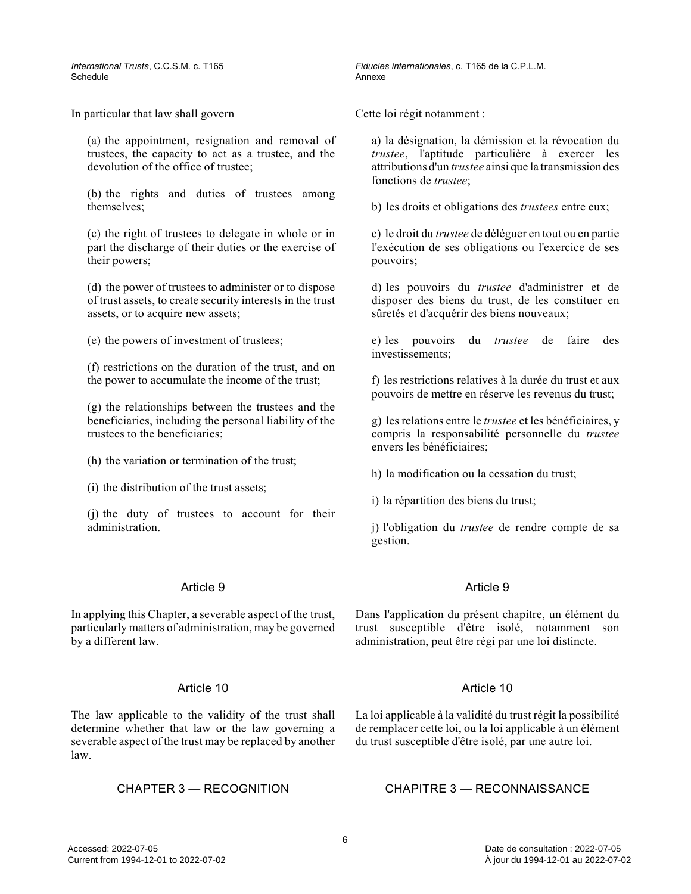In particular that law shall govern

(a) the appointment, resignation and removal of trustees, the capacity to act as a trustee, and the devolution of the office of trustee;

(b) the rights and duties of trustees among themselves;

(c) the right of trustees to delegate in whole or in part the discharge of their duties or the exercise of their powers;

(d) the power of trustees to administer or to dispose of trust assets, to create security interests in the trust assets, or to acquire new assets;

(e) the powers of investment of trustees;

(f) restrictions on the duration of the trust, and on the power to accumulate the income of the trust;

(g) the relationships between the trustees and the beneficiaries, including the personal liability of the trustees to the beneficiaries;

(h) the variation or termination of the trust;

(i) the distribution of the trust assets;

(j) the duty of trustees to account for their administration.

Cette loi régit notamment :

a) la désignation, la démission et la révocation du *trustee*, l'aptitude particulière à exercer les attributions d'un *trustee* ainsi que la transmission des fonctions de *trustee*;

b) les droits et obligations des *trustees* entre eux;

c) le droit du *trustee* de déléguer en tout ou en partie l'exécution de ses obligations ou l'exercice de ses pouvoirs;

d) les pouvoirs du *trustee* d'administrer et de disposer des biens du trust, de les constituer en sûretés et d'acquérir des biens nouveaux;

e) les pouvoirs du *trustee* de faire des investissements;

f) les restrictions relatives à la durée du trust et aux pouvoirs de mettre en réserve les revenus du trust;

g) les relations entre le *trustee* et les bénéficiaires, y compris la responsabilité personnelle du *trustee* envers les bénéficiaires;

h) la modification ou la cessation du trust;

i) la répartition des biens du trust;

j) l'obligation du *trustee* de rendre compte de sa gestion.

### Article 9

In applying this Chapter, a severable aspect of the trust, particularly matters of administration, may be governed by a different law.

### Article 9

Dans l'application du présent chapitre, un élément du trust susceptible d'être isolé, notamment son administration, peut être régi par une loi distincte.

### Article 10

The law applicable to the validity of the trust shall determine whether that law or the law governing a severable aspect of the trust may be replaced by another law.

### Article 10

La loi applicable à la validité du trust régit la possibilité de remplacer cette loi, ou la loi applicable à un élément du trust susceptible d'être isolé, par une autre loi.

## CHAPTER 3 — RECOGNITION

## CHAPITRE 3 — RECONNAISSANCE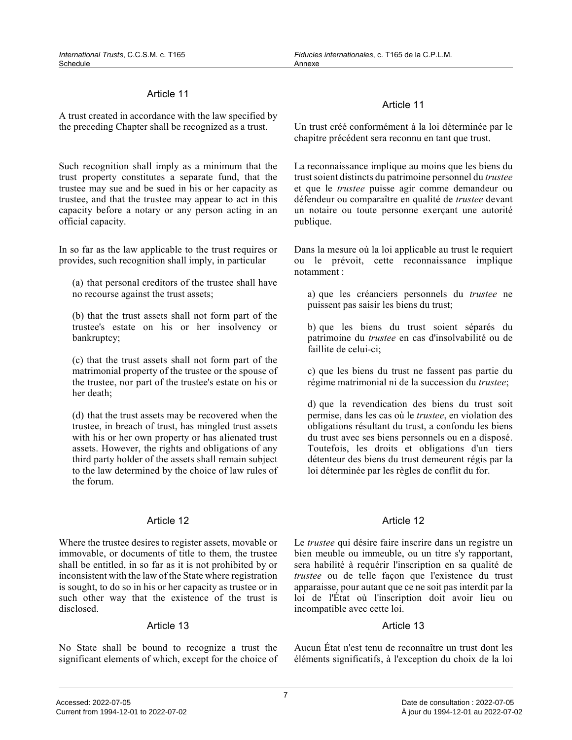## Article 11

A trust created in accordance with the law specified by the preceding Chapter shall be recognized as a trust.

Such recognition shall imply as a minimum that the trust property constitutes a separate fund, that the trustee may sue and be sued in his or her capacity as trustee, and that the trustee may appear to act in this capacity before a notary or any person acting in an official capacity.

In so far as the law applicable to the trust requires or provides, such recognition shall imply, in particular

(a) that personal creditors of the trustee shall have no recourse against the trust assets;

(b) that the trust assets shall not form part of the trustee's estate on his or her insolvency or bankruptcy;

(c) that the trust assets shall not form part of the matrimonial property of the trustee or the spouse of the trustee, nor part of the trustee's estate on his or her death;

(d) that the trust assets may be recovered when the trustee, in breach of trust, has mingled trust assets with his or her own property or has alienated trust assets. However, the rights and obligations of any third party holder of the assets shall remain subject to the law determined by the choice of law rules of the forum.

## Article 11

Un trust créé conformément à la loi déterminée par le chapitre précédent sera reconnu en tant que trust.

La reconnaissance implique au moins que les biens du trust soient distincts du patrimoine personnel du *trustee* et que le *trustee* puisse agir comme demandeur ou défendeur ou comparaître en qualité de *trustee* devant un notaire ou toute personne exerçant une autorité publique.

Dans la mesure où la loi applicable au trust le requiert ou le prévoit, cette reconnaissance implique notamment :

a) que les créanciers personnels du *trustee* ne puissent pas saisir les biens du trust;

b) que les biens du trust soient séparés du patrimoine du *trustee* en cas d'insolvabilité ou de faillite de celui-ci;

c) que les biens du trust ne fassent pas partie du régime matrimonial ni de la succession du *trustee*;

d) que la revendication des biens du trust soit permise, dans les cas où le *trustee*, en violation des obligations résultant du trust, a confondu les biens du trust avec ses biens personnels ou en a disposé. Toutefois, les droits et obligations d'un tiers détenteur des biens du trust demeurent régis par la loi déterminée par les règles de conflit du for.

## Article 12

Where the trustee desires to register assets, movable or immovable, or documents of title to them, the trustee shall be entitled, in so far as it is not prohibited by or inconsistent with the law of the State where registration is sought, to do so in his or her capacity as trustee or in such other way that the existence of the trust is disclosed.

## Article 12

Le *trustee* qui désire faire inscrire dans un registre un bien meuble ou immeuble, ou un titre s'y rapportant, sera habilité à requérir l'inscription en sa qualité de *trustee* ou de telle façon que l'existence du trust apparaisse, pour autant que ce ne soit pas interdit par la loi de l'État où l'inscription doit avoir lieu ou incompatible avec cette loi.

## Article 13

No State shall be bound to recognize a trust the significant elements of which, except for the choice of

## Article 13

Aucun État n'est tenu de reconnaître un trust dont les éléments significatifs, à l'exception du choix de la loi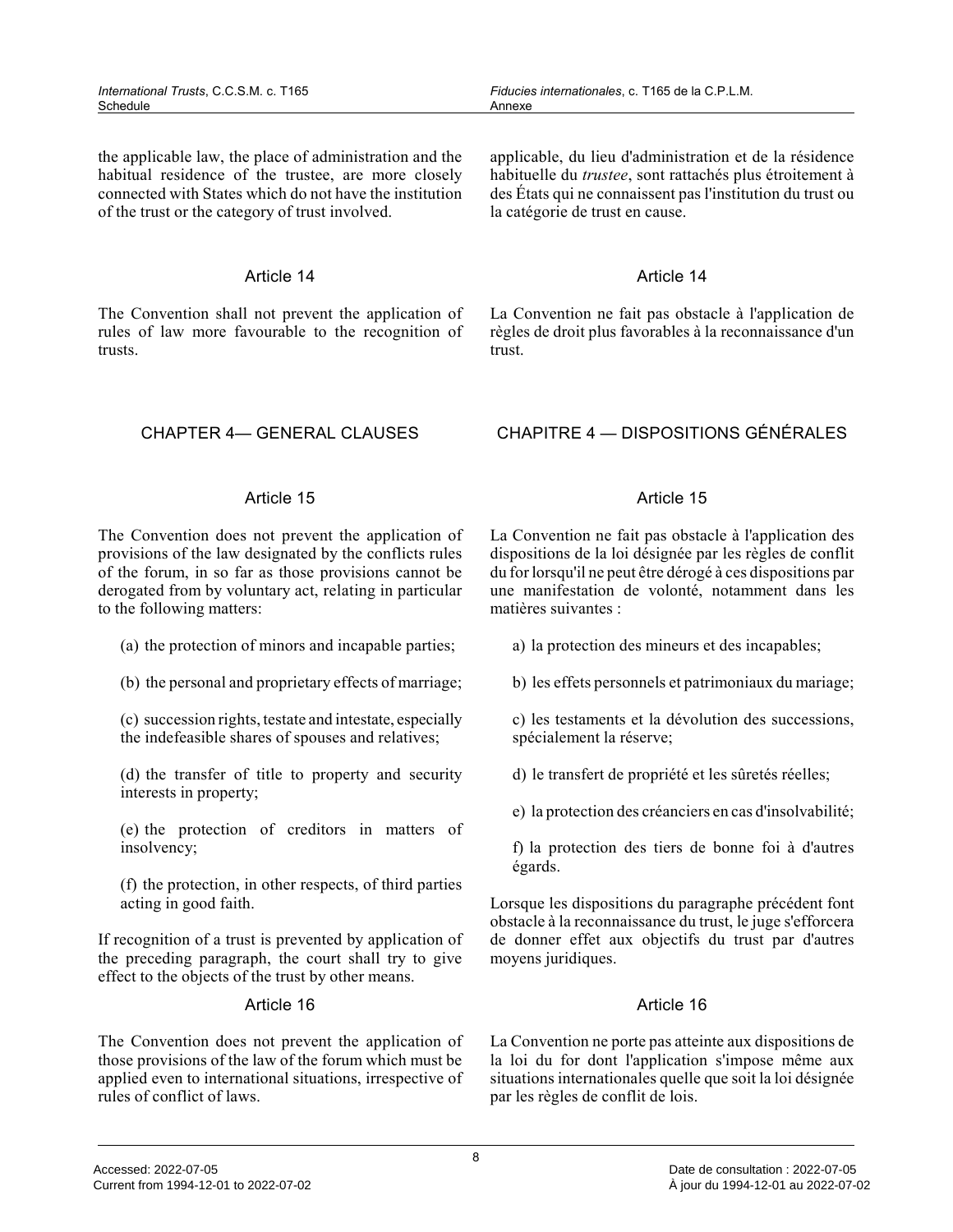the applicable law, the place of administration and the habitual residence of the trustee, are more closely connected with States which do not have the institution of the trust or the category of trust involved.

applicable, du lieu d'administration et de la résidence habituelle du *trustee*, sont rattachés plus étroitement à des États qui ne connaissent pas l'institution du trust ou la catégorie de trust en cause.

### Article 14

The Convention shall not prevent the application of rules of law more favourable to the recognition of trusts.

### Article 14

La Convention ne fait pas obstacle à l'application de règles de droit plus favorables à la reconnaissance d'un trust.

## CHAPTER 4— GENERAL CLAUSES

### Article 15

The Convention does not prevent the application of provisions of the law designated by the conflicts rules of the forum, in so far as those provisions cannot be derogated from by voluntary act, relating in particular to the following matters:

(a) the protection of minors and incapable parties;

(b) the personal and proprietary effects of marriage;

(c) succession rights, testate and intestate, especially the indefeasible shares of spouses and relatives;

(d) the transfer of title to property and security interests in property;

(e) the protection of creditors in matters of insolvency;

(f) the protection, in other respects, of third parties acting in good faith.

If recognition of a trust is prevented by application of the preceding paragraph, the court shall try to give effect to the objects of the trust by other means.

### Article 16

The Convention does not prevent the application of those provisions of the law of the forum which must be applied even to international situations, irrespective of rules of conflict of laws.

## CHAPITRE 4 — DISPOSITIONS GÉNÉRALES

### Article 15

La Convention ne fait pas obstacle à l'application des dispositions de la loi désignée par les règles de conflit du for lorsqu'il ne peut être dérogé à ces dispositions par une manifestation de volonté, notamment dans les matières suivantes :

a) la protection des mineurs et des incapables;

b) les effets personnels et patrimoniaux du mariage;

c) les testaments et la dévolution des successions, spécialement la réserve;

d) le transfert de propriété et les sûretés réelles;

e) la protection des créanciers en cas d'insolvabilité;

f) la protection des tiers de bonne foi à d'autres égards.

Lorsque les dispositions du paragraphe précédent font obstacle à la reconnaissance du trust, le juge s'efforcera de donner effet aux objectifs du trust par d'autres moyens juridiques.

### Article 16

La Convention ne porte pas atteinte aux dispositions de la loi du for dont l'application s'impose même aux situations internationales quelle que soit la loi désignée par les règles de conflit de lois.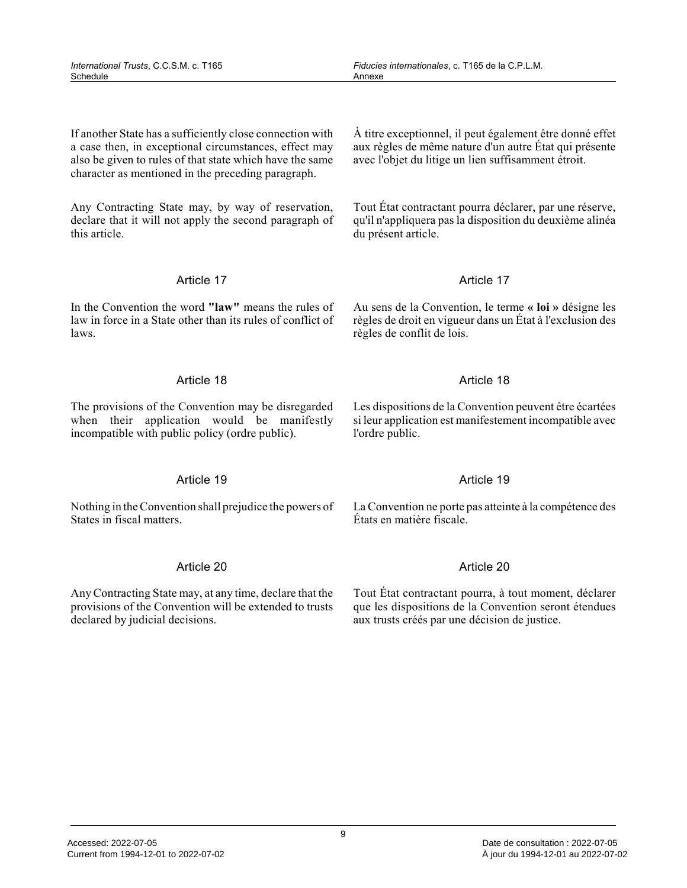If another State has a sufficiently close connection with a case then, in exceptional circumstances, effect may also be given to rules of that state which have the same character as mentioned in the preceding paragraph.

À titre exceptionnel, il peut également être donné effet aux règles de même nature d'un autre État qui présente avec l'objet du litige un lien suffisamment étroit.

Any Contracting State may, by way of reservation, declare that it will not apply the second paragraph of this article.

Tout État contractant pourra déclarer, par une réserve, qu'il n'appliquera pas la disposition du deuxième alinéa du présent article.

### Article 17

In the Convention the word **"law"** means the rules of law in force in a State other than its rules of conflict of laws.

Au sens de la Convention, le terme **« loi »** désigne les règles de droit en vigueur dans un État à l'exclusion des règles de conflit de lois.

### Article 18

The provisions of the Convention may be disregarded when their application would be manifestly incompatible with public policy (ordre public).

Les dispositions de la Convention peuvent être écartées si leur application est manifestement incompatible avec l'ordre public.

### Article 19

Nothing in the Convention shall prejudice the powers of States in fiscal matters.

La Convention ne porte pas atteinte à la compétence des États en matière fiscale.

### Article 20

Any Contracting State may, at any time, declare that the provisions of the Convention will be extended to trusts declared by judicial decisions.

Tout État contractant pourra, à tout moment, déclarer que les dispositions de la Convention seront étendues aux trusts créés par une décision de justice.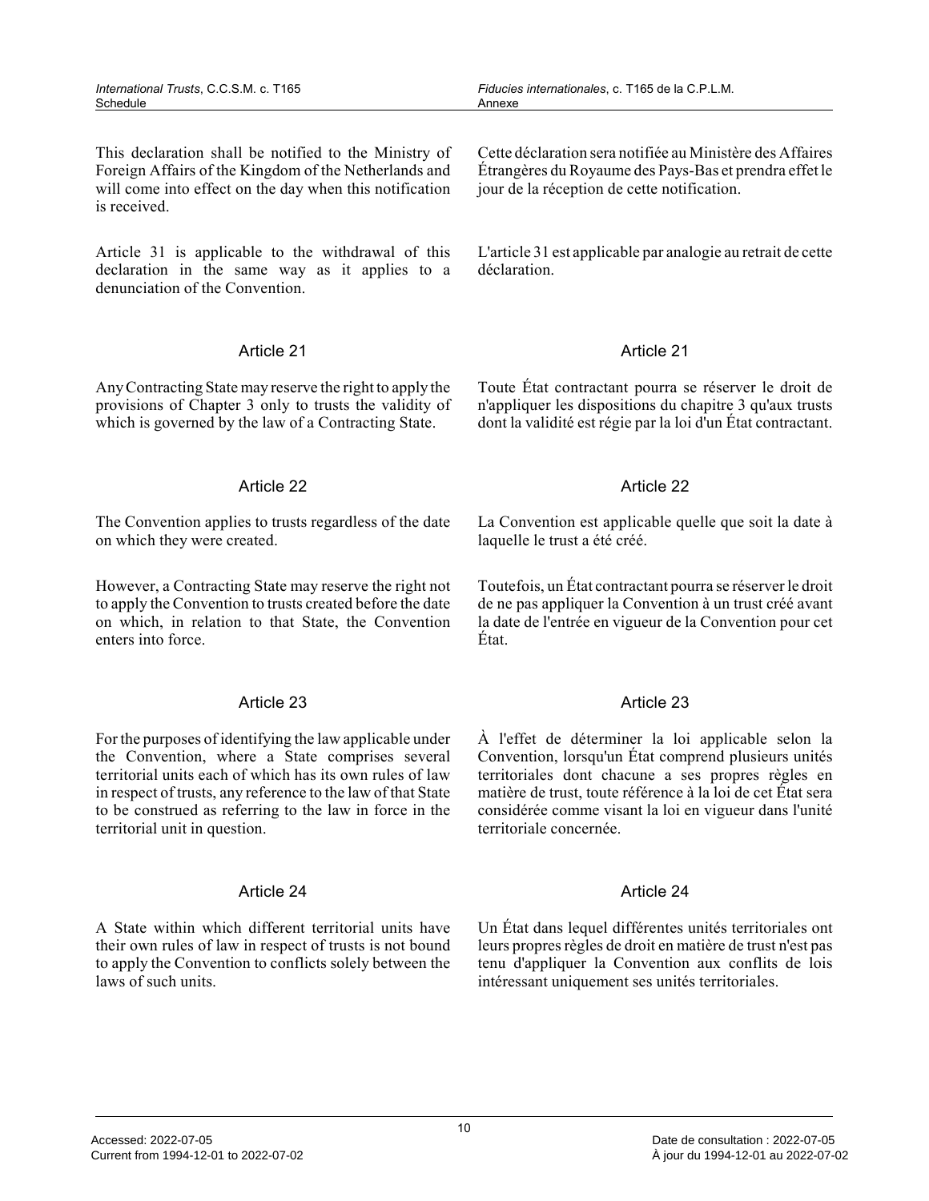This declaration shall be notified to the Ministry of Foreign Affairs of the Kingdom of the Netherlands and will come into effect on the day when this notification is received.

Cette déclaration sera notifiée au Ministère des Affaires Étrangères du Royaume des Pays-Bas et prendra effet le jour de la réception de cette notification.

Article 31 is applicable to the withdrawal of this declaration in the same way as it applies to a denunciation of the Convention.

L'article 31 est applicable par analogie au retrait de cette déclaration.

### Article 21

Any Contracting State may reserve the right to apply the provisions of Chapter 3 only to trusts the validity of which is governed by the law of a Contracting State.

### Article 21

Toute État contractant pourra se réserver le droit de n'appliquer les dispositions du chapitre 3 qu'aux trusts dont la validité est régie par la loi d'un État contractant.

### Article 22

The Convention applies to trusts regardless of the date on which they were created.

However, a Contracting State may reserve the right not to apply the Convention to trusts created before the date on which, in relation to that State, the Convention enters into force.

### Article 22

La Convention est applicable quelle que soit la date à laquelle le trust a été créé.

Toutefois, un État contractant pourra se réserver le droit de ne pas appliquer la Convention à un trust créé avant la date de l'entrée en vigueur de la Convention pour cet État.

### Article 23

For the purposes of identifying the law applicable under the Convention, where a State comprises several territorial units each of which has its own rules of law in respect of trusts, any reference to the law of that State to be construed as referring to the law in force in the territorial unit in question.

### Article 23

À l'effet de déterminer la loi applicable selon la Convention, lorsqu'un État comprend plusieurs unités territoriales dont chacune a ses propres règles en matière de trust, toute référence à la loi de cet État sera considérée comme visant la loi en vigueur dans l'unité territoriale concernée.

### Article 24

A State within which different territorial units have their own rules of law in respect of trusts is not bound to apply the Convention to conflicts solely between the laws of such units.

### Article 24

Un État dans lequel différentes unités territoriales ont leurs propres règles de droit en matière de trust n'est pas tenu d'appliquer la Convention aux conflits de lois intéressant uniquement ses unités territoriales.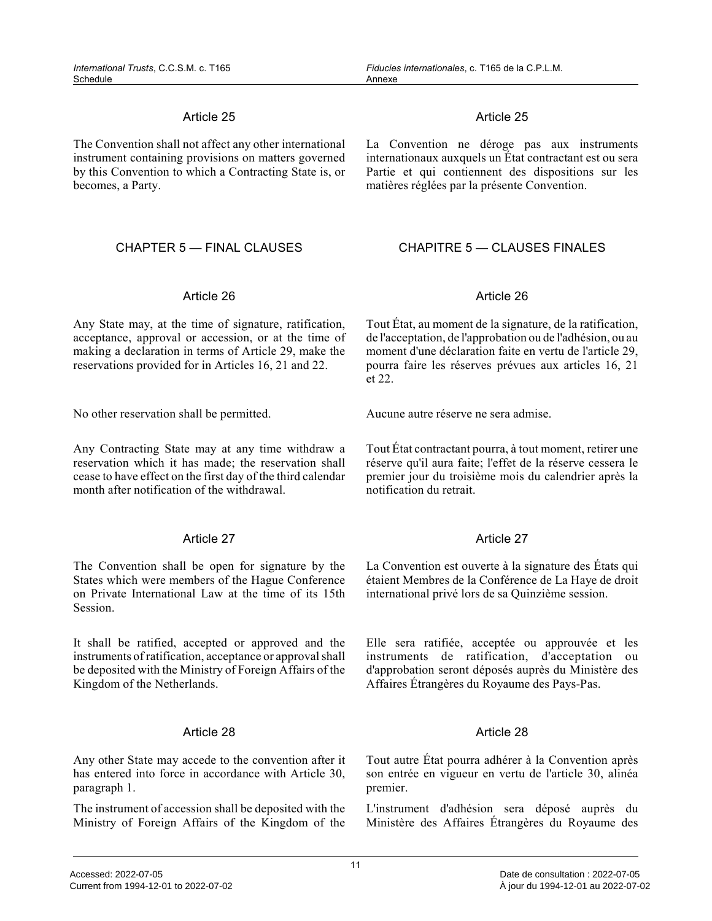### Article 25

The Convention shall not affect any other international instrument containing provisions on matters governed by this Convention to which a Contracting State is, or becomes, a Party.

## CHAPTER 5 — FINAL CLAUSES

### Article 26

Any State may, at the time of signature, ratification, acceptance, approval or accession, or at the time of making a declaration in terms of Article 29, make the reservations provided for in Articles 16, 21 and 22.

No other reservation shall be permitted.

Any Contracting State may at any time withdraw a reservation which it has made; the reservation shall cease to have effect on the first day of the third calendar month after notification of the withdrawal.

### Article 27

The Convention shall be open for signature by the States which were members of the Hague Conference on Private International Law at the time of its 15th Session.

It shall be ratified, accepted or approved and the instruments of ratification, acceptance or approval shall be deposited with the Ministry of Foreign Affairs of the Kingdom of the Netherlands.

### Article 28

Any other State may accede to the convention after it has entered into force in accordance with Article 30, paragraph 1.

The instrument of accession shall be deposited with the Ministry of Foreign Affairs of the Kingdom of the

### Article 25

La Convention ne déroge pas aux instruments internationaux auxquels un État contractant est ou sera Partie et qui contiennent des dispositions sur les matières réglées par la présente Convention.

## CHAPITRE 5 — CLAUSES FINALES

### Article 26

Tout État, au moment de la signature, de la ratification, de l'acceptation, de l'approbation ou de l'adhésion, ou au moment d'une déclaration faite en vertu de l'article 29, pourra faire les réserves prévues aux articles 16, 21 et 22.

Aucune autre réserve ne sera admise.

Tout État contractant pourra, à tout moment, retirer une réserve qu'il aura faite; l'effet de la réserve cessera le premier jour du troisième mois du calendrier après la notification du retrait.

### Article 27

La Convention est ouverte à la signature des États qui étaient Membres de la Conférence de La Haye de droit international privé lors de sa Quinzième session.

Elle sera ratifiée, acceptée ou approuvée et les instruments de ratification, d'acceptation ou d'approbation seront déposés auprès du Ministère des Affaires Étrangères du Royaume des Pays-Pas.

### Article 28

Tout autre État pourra adhérer à la Convention après son entrée en vigueur en vertu de l'article 30, alinéa premier.

L'instrument d'adhésion sera déposé auprès du Ministère des Affaires Étrangères du Royaume des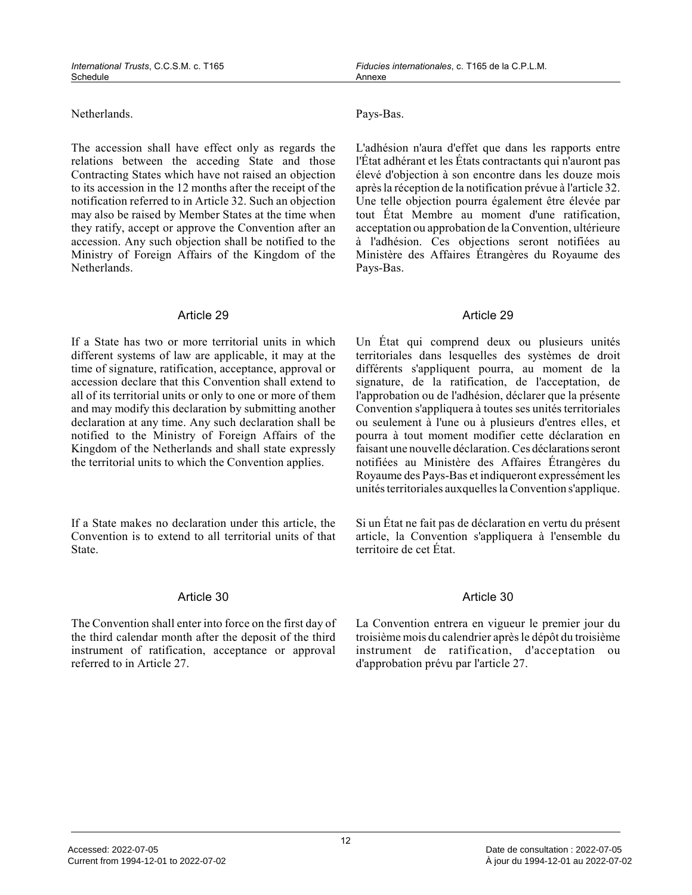Netherlands.

The accession shall have effect only as regards the relations between the acceding State and those Contracting States which have not raised an objection to its accession in the 12 months after the receipt of the notification referred to in Article 32. Such an objection may also be raised by Member States at the time when they ratify, accept or approve the Convention after an accession. Any such objection shall be notified to the Ministry of Foreign Affairs of the Kingdom of the Netherlands.

Pays-Bas.

L'adhésion n'aura d'effet que dans les rapports entre l'État adhérant et les États contractants qui n'auront pas élevé d'objection à son encontre dans les douze mois après la réception de la notification prévue à l'article 32. Une telle objection pourra également être élevée par tout État Membre au moment d'une ratification, acceptation ou approbation de la Convention, ultérieure à l'adhésion. Ces objections seront notifiées au Ministère des Affaires Étrangères du Royaume des Pays-Bas.

### Article 29

If a State has two or more territorial units in which different systems of law are applicable, it may at the time of signature, ratification, acceptance, approval or accession declare that this Convention shall extend to all of its territorial units or only to one or more of them and may modify this declaration by submitting another declaration at any time. Any such declaration shall be notified to the Ministry of Foreign Affairs of the Kingdom of the Netherlands and shall state expressly the territorial units to which the Convention applies.

If a State makes no declaration under this article, the Convention is to extend to all territorial units of that State.

### Article 29

Un État qui comprend deux ou plusieurs unités territoriales dans lesquelles des systèmes de droit différents s'appliquent pourra, au moment de la signature, de la ratification, de l'acceptation, de l'approbation ou de l'adhésion, déclarer que la présente Convention s'appliquera à toutes ses unités territoriales ou seulement à l'une ou à plusieurs d'entres elles, et pourra à tout moment modifier cette déclaration en faisant une nouvelle déclaration. Ces déclarations seront notifiées au Ministère des Affaires Étrangères du Royaume des Pays-Bas et indiqueront expressément les unités territoriales auxquelles la Convention s'applique.

Si un État ne fait pas de déclaration en vertu du présent article, la Convention s'appliquera à l'ensemble du territoire de cet État.

### Article 30

The Convention shall enter into force on the first day of the third calendar month after the deposit of the third instrument of ratification, acceptance or approval referred to in Article 27.

### Article 30

La Convention entrera en vigueur le premier jour du troisième mois du calendrier après le dépôt du troisième instrument de ratification, d'acceptation ou d'approbation prévu par l'article 27.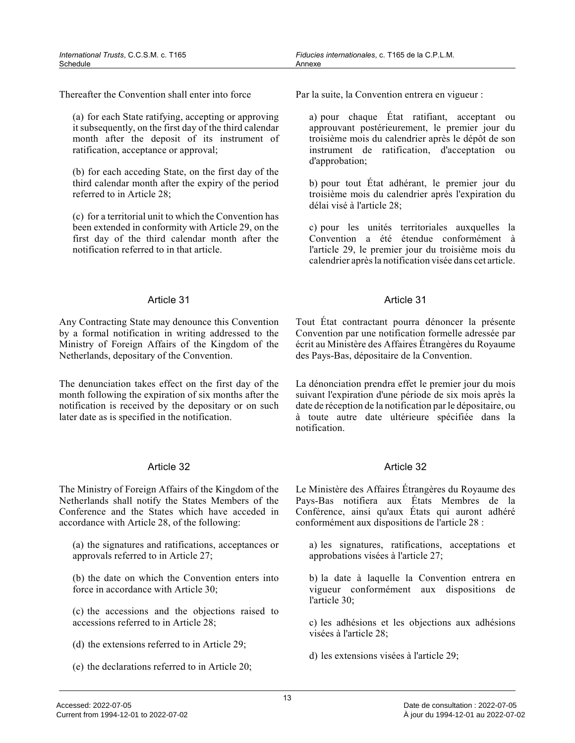Thereafter the Convention shall enter into force

(a) for each State ratifying, accepting or approving it subsequently, on the first day of the third calendar month after the deposit of its instrument of ratification, acceptance or approval;

(b) for each acceding State, on the first day of the third calendar month after the expiry of the period referred to in Article 28;

(c) for a territorial unit to which the Convention has been extended in conformity with Article 29, on the first day of the third calendar month after the notification referred to in that article.

Par la suite, la Convention entrera en vigueur :

a) pour chaque État ratifiant, acceptant ou approuvant postérieurement, le premier jour du troisième mois du calendrier après le dépôt de son instrument de ratification, d'acceptation ou d'approbation;

b) pour tout État adhérant, le premier jour du troisième mois du calendrier après l'expiration du délai visé à l'article 28;

c) pour les unités territoriales auxquelles la Convention a été étendue conformément à l'article 29, le premier jour du troisième mois du calendrier après la notification visée dans cet article.

## Article 31

Any Contracting State may denounce this Convention by a formal notification in writing addressed to the Ministry of Foreign Affairs of the Kingdom of the Netherlands, depositary of the Convention.

The denunciation takes effect on the first day of the month following the expiration of six months after the notification is received by the depositary or on such later date as is specified in the notification.

## Article 31

Tout État contractant pourra dénoncer la présente Convention par une notification formelle adressée par écrit au Ministère des Affaires Étrangères du Royaume des Pays-Bas, dépositaire de la Convention.

La dénonciation prendra effet le premier jour du mois suivant l'expiration d'une période de six mois après la date de réception de la notification par le dépositaire, ou à toute autre date ultérieure spécifiée dans la notification.

## Article 32

The Ministry of Foreign Affairs of the Kingdom of the Netherlands shall notify the States Members of the Conference and the States which have acceded in accordance with Article 28, of the following:

(a) the signatures and ratifications, acceptances or approvals referred to in Article 27;

(b) the date on which the Convention enters into force in accordance with Article 30;

(c) the accessions and the objections raised to accessions referred to in Article 28;

(d) the extensions referred to in Article 29;

(e) the declarations referred to in Article 20;

## Article 32

Le Ministère des Affaires Étrangères du Royaume des Pays-Bas notifiera aux États Membres de la Conférence, ainsi qu'aux États qui auront adhéré conformément aux dispositions de l'article 28 :

a) les signatures, ratifications, acceptations et approbations visées à l'article 27;

b) la date à laquelle la Convention entrera en vigueur conformément aux dispositions de l'article 30;

c) les adhésions et les objections aux adhésions visées à l'article 28;

d) les extensions visées à l'article 29;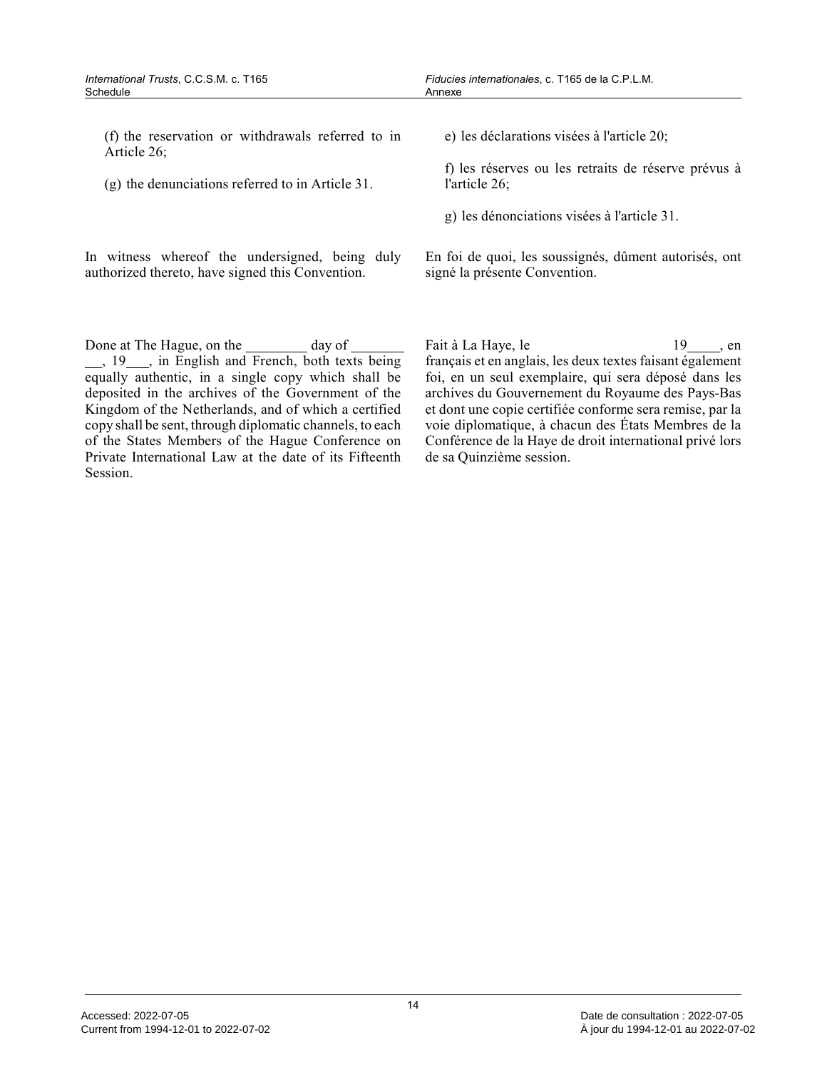(f) the reservation or withdrawals referred to in Article 26;

(g) the denunciations referred to in Article 31.

e) les déclarations visées à l'article 20;

f) les réserves ou les retraits de réserve prévus à l'article 26;

g) les dénonciations visées à l'article 31.

In witness whereof the undersigned, being duly authorized thereto, have signed this Convention.

En foi de quoi, les soussignés, dûment autorisés, ont signé la présente Convention.

Done at The Hague, on the ________ day of __________, 19___, in English and French, both texts being equally authentic, in a single copy which shall be deposited in the archives of the Government of the Kingdom of the Netherlands, and of which a certified copy shall be sent, through diplomatic channels, to each of the States Members of the Hague Conference on Private International Law at the date of its Fifteenth Session.

Fait à La Haye, le 19____, en français et en anglais, les deux textes faisant également foi, en un seul exemplaire, qui sera déposé dans les archives du Gouvernement du Royaume des Pays-Bas et dont une copie certifiée conforme sera remise, par la voie diplomatique, à chacun des États Membres de la Conférence de la Haye de droit international privé lors de sa Quinzième session.